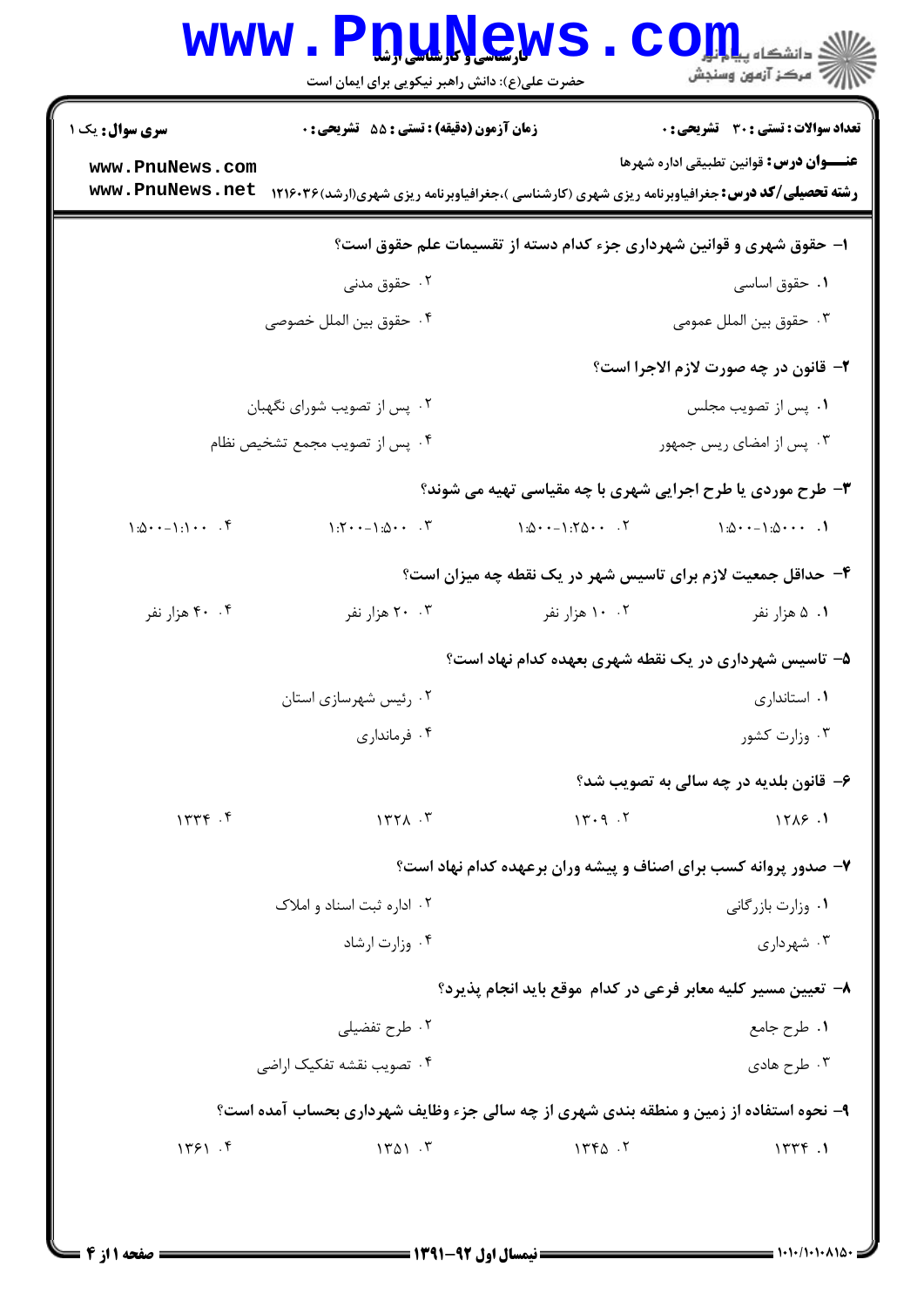**سری سوال:** یک ۱

**زمان آزمون (دقیقه) : تستی : ۵۵ تشریحی : ۰**

**تعداد سوالات : تستی : ۳۰ تشریحی : ۰**

**عنـــوان درس:** قوانین تطبیقی اداره شهرها

**رشته تحصیلی/کد درس:** جغرافیاوبرنامه ریزی شهری (کارشناسی )،جغرافیاوبرنامه ریزی شهری(ارشد)۱۲۱۶۰۳۶

۱- حقوق شهری و قوانین شهرداری جزء کدام دسته از تقسیمات علم حقوق است؟

۱. حقوق اساسی
۲. حقوق مدنی
۳. حقوق بین الملل عمومی
۴. حقوق بین الملل خصوصی

۲- قانون در چه صورت لازم الاجرا است؟

۱. پس از تصویب مجلس
۲. پس از تصویب شورای نگهبان
۳. پس از امضای ریس جمهور
۴. پس از تصویب مجمع تشخیص نظام

۳- طرح موردی یا طرح اجرایی شهری با چه مقیاسی تهیه می شوند؟

۱. ۱:۵۰۰۰-۱:۵۰۰
۲. ۱:۲۵۰۰-۱:۵۰۰
۳. ۱:۵۰۰-۱:۲۰۰
۴. ۱:۱۰۰-۱:۵۰۰

۴- حداقل جمعیت لازم برای تاسیس شهر در یک نقطه چه میزان است؟

۱. ۵ هزار نفر
۲. ۱۰ هزار نفر
۳. ۲۰ هزار نفر
۴. ۴۰ هزار نفر

۵- تاسیس شهرداری در یک نقطه شهری بعهده کدام نهاد است؟

۱. استانداری
۲. رئیس شهرسازی استان
۳. وزارت کشور
۴. فرمانداری

۶- قانون بلدیه در چه سالی به تصویب شد؟

۱. ۱۲۸۶
۲. ۱۳۰۹
۳. ۱۳۲۸
۴. ۱۳۳۴

۷- صدور پروانه کسب برای اصناف و پیشه وران برعهده کدام نهاد است؟

۱. وزارت بازرگانی
۲. اداره ثبت اسناد و املاک
۳. شهرداری
۴. وزارت ارشاد

۸- تعیین مسیر کلیه معابر فرعی در کدام موقع باید انجام پذیرد؟

۱. طرح جامع
۲. طرح تفضیلی
۳. طرح هادی
۴. تصویب نقشه تفکیک اراضی

۹- نحوه استفاده از زمین و منطقه بندی شهری از چه سالی جزء وظایف شهرداری بحساب آمده است؟

۱. ۱۳۳۴
۲. ۱۳۴۵
۳. ۱۳۵۱
۴. ۱۳۶۱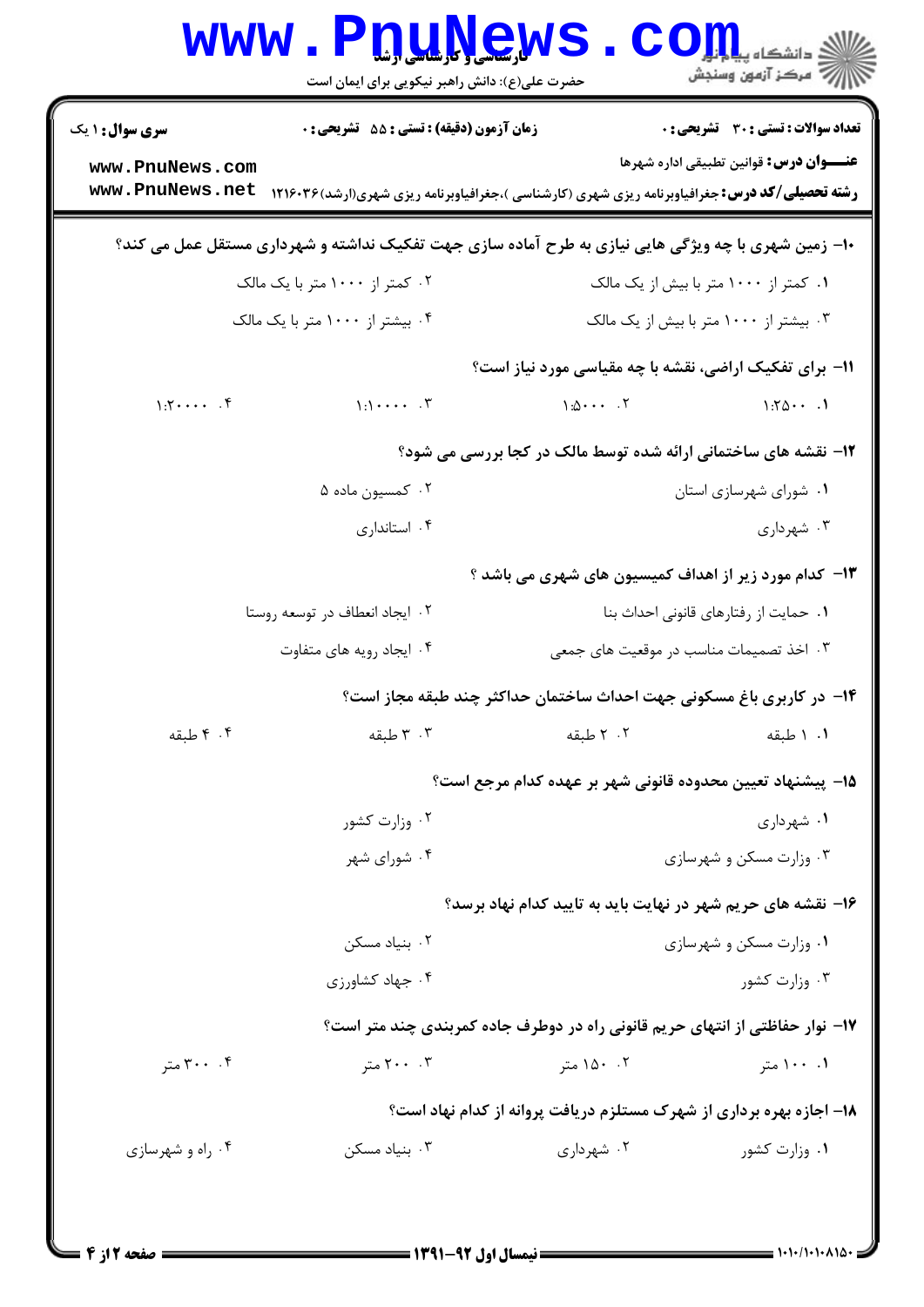**سری سوال:** ۱ یک | **زمان آزمون (دقیقه) : تستی :** ۵۵ **تشریحی :** ۰ | **تعداد سوالات : تستی :** ۳۰ **تشریحی :** ۰

**عنـــوان درس:** قوانین تطبیقی اداره شهرها

**رشته تحصیلی/کد درس:** جغرافیاوبرنامه ریزی شهری (کارشناسی )،جغرافیاوبرنامه ریزی شهری(ارشد)۱۲۱۶۰۳۶

۱۰- زمین شهری با چه ویژگی هایی نیازی به طرح آماده سازی جهت تفکیک نداشته و شهرداری مستقل عمل می کند؟

۱. کمتر از ۱۰۰۰ متر با بیش از یک مالک

۲. کمتر از ۱۰۰۰ متر با یک مالک

۳. بیشتر از ۱۰۰۰ متر با بیش از یک مالک

۴. بیشتر از ۱۰۰۰ متر با یک مالک

۱۱- برای تفکیک اراضی، نقشه با چه مقیاسی مورد نیاز است؟

۱. ۱:۲۵۰۰

۲. ۱:۵۰۰۰

۳. ۱:۱۰۰۰۰

۴. ۱:۲۰۰۰۰

۱۲- نقشه های ساختمانی ارائه شده توسط مالک در کجا بررسی می شود؟

۱. شورای شهرسازی استان

۲. کمسیون ماده ۵

۳. شهرداری

۴. استانداری

۱۳- کدام مورد زیر از اهداف کمیسیون های شهری می باشد ؟

۱. حمایت از رفتارهای قانونی احداث بنا

۲. ایجاد انعطاف در توسعه روستا

۳. اخذ تصمیمات مناسب در موقعیت های جمعی

۴. ایجاد رویه های متفاوت

۱۴- در کاربری باغ مسکونی جهت احداث ساختمان حداکثر چند طبقه مجاز است؟

۱. ۱ طبقه

۲. ۲ طبقه

۳. ۳ طبقه

۴. ۴ طبقه

۱۵- پیشنهاد تعیین محدوده قانونی شهر بر عهده کدام مرجع است؟

۱. شهرداری

۲. وزارت کشور

۳. وزارت مسکن و شهرسازی

۴. شورای شهر

۱۶- نقشه های حریم شهر در نهایت باید به تایید کدام نهاد برسد؟

۱. وزارت مسکن و شهرسازی

۲. بنیاد مسکن

۳. وزارت کشور

۴. جهاد کشاورزی

۱۷- نوار حفاظتی از انتهای حریم قانونی راه در دوطرف جاده کمربندی چند متر است؟

۱. ۱۰۰ متر

۲. ۱۵۰ متر

۳. ۲۰۰ متر

۴. ۳۰۰ متر

۱۸- اجازه بهره برداری از شهرک مستلزم دریافت پروانه از کدام نهاد است؟

۱. وزارت کشور

۲. شهرداری

۳. بنیاد مسکن

۴. راه و شهرسازی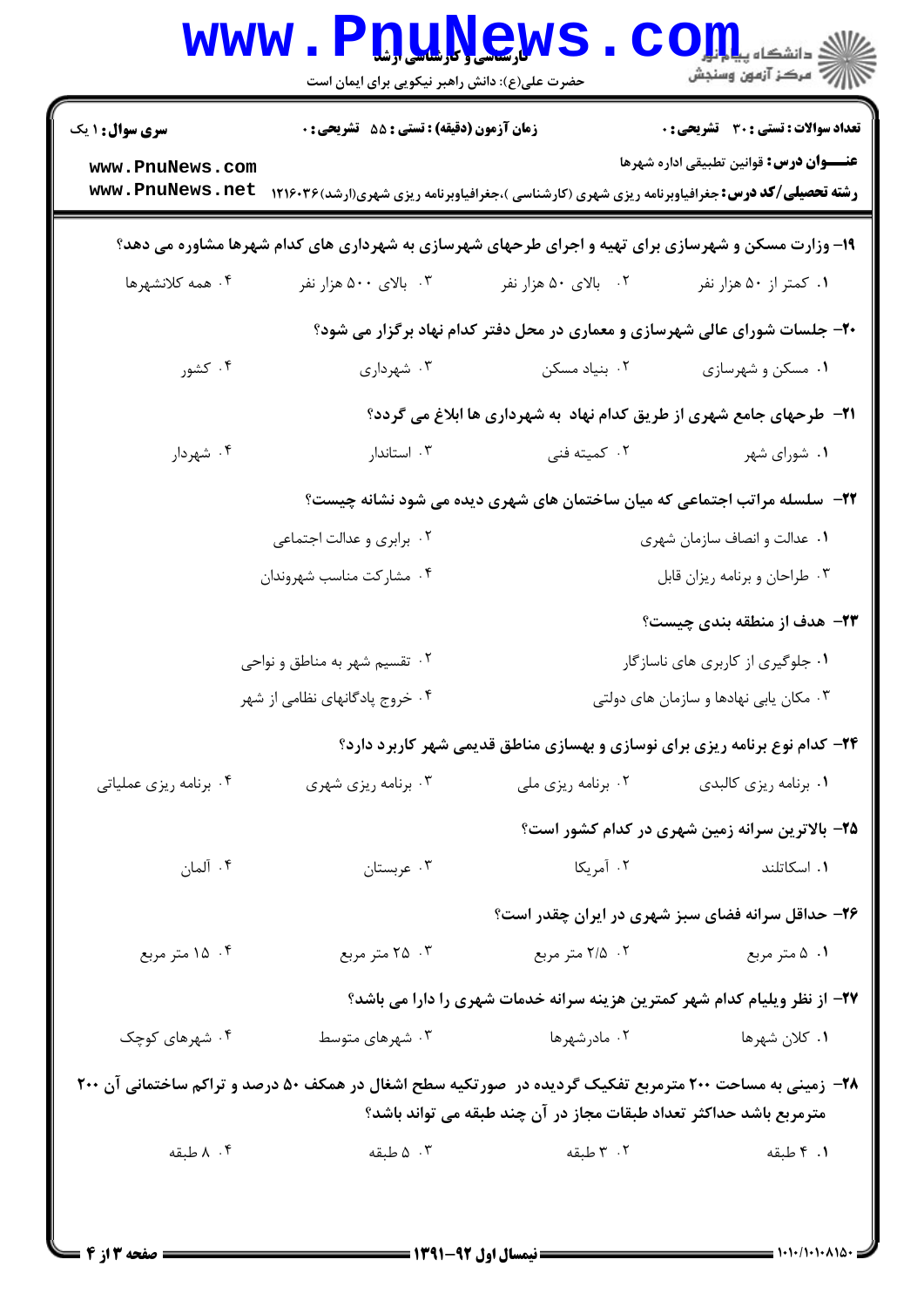**سری سوال:** ۱ یک | **زمان آزمون (دقیقه) : تستی :** ۵۵ **تشریحی :** ۰ | **تعداد سوالات : تستی :** ۳۰ **تشریحی :** ۰

**عنـــوان درس:** قوانین تطبیقی اداره شهرها

**رشته تحصیلی/کد درس:** جغرافیاوبرنامه ریزی شهری (کارشناسی )،جغرافیاوبرنامه ریزی شهری(ارشد)۱۲۱۶۰۳۶

**۱۹- وزارت مسکن و شهرسازی برای تهیه و اجرای طرحهای شهرسازی به شهرداری های کدام شهرها مشاوره می دهد؟**

۱. کمتر از ۵۰ هزار نفر
۲. بالای ۵۰ هزار نفر
۳. بالای ۵۰۰ هزار نفر
۴. همه کلانشهرها

**۲۰- جلسات شورای عالی شهرسازی و معماری در محل دفتر کدام نهاد برگزار می شود؟**

۱. مسکن و شهرسازی
۲. بنیاد مسکن
۳. شهرداری
۴. کشور

**۲۱- طرحهای جامع شهری از طریق کدام نهاد به شهرداری ها ابلاغ می گردد؟**

۱. شورای شهر
۲. کمیته فنی
۳. استاندار
۴. شهردار

**۲۲- سلسله مراتب اجتماعی که میان ساختمان های شهری دیده می شود نشانه چیست؟**

۱. عدالت و انصاف سازمان شهری
۲. برابری و عدالت اجتماعی
۳. طراحان و برنامه ریزان قابل
۴. مشارکت مناسب شهروندان

**۲۳- هدف از منطقه بندی چیست؟**

۱. جلوگیری از کاربری های ناسازگار
۲. تقسیم شهر به مناطق و نواحی
۳. مکان یابی نهادها و سازمان های دولتی
۴. خروج پادگانهای نظامی از شهر

**۲۴- کدام نوع برنامه ریزی برای نوسازی و بهسازی مناطق قدیمی شهر کاربرد دارد؟**

۱. برنامه ریزی کالبدی
۲. برنامه ریزی ملی
۳. برنامه ریزی شهری
۴. برنامه ریزی عملیاتی

**۲۵- بالاترین سرانه زمین شهری در کدام کشور است؟**

۱. اسکاتلند
۲. آمریکا
۳. عربستان
۴. آلمان

**۲۶- حداقل سرانه فضای سبز شهری در ایران چقدر است؟**

۱. ۵ متر مربع
۲. ۲/۵ متر مربع
۳. ۲۵ متر مربع
۴. ۱۵ متر مربع

**۲۷- از نظر ویلیام کدام شهر کمترین هزینه سرانه خدمات شهری را دارا می باشد؟**

۱. کلان شهرها
۲. مادرشهرها
۳. شهرهای متوسط
۴. شهرهای کوچک

**۲۸- زمینی به مساحت ۲۰۰ مترمربع تفکیک گردیده در صورتکیه سطح اشغال در همکف ۵۰ درصد و تراکم ساختمانی آن ۲۰۰ مترمربع باشد حداکثر تعداد طبقات مجاز در آن چند طبقه می تواند باشد؟**

۱. ۴ طبقه
۲. ۳ طبقه
۳. ۵ طبقه
۴. ۸ طبقه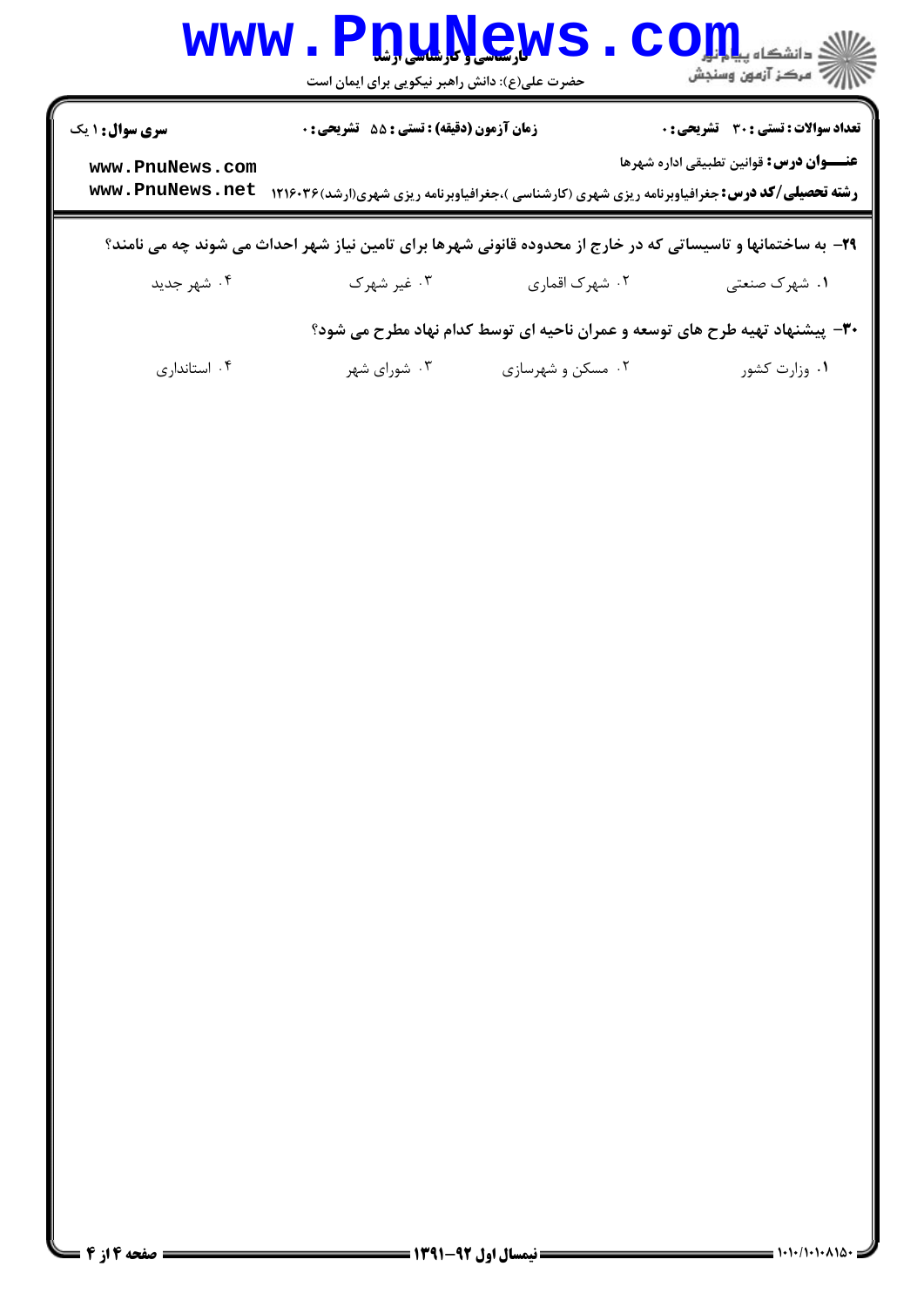۲۹- به ساختمانها و تاسیساتی که در خارج از محدوده قانونی شهرها برای تامین نیاز شهر احداث می شوند چه می نامند؟

۱. شهرک صنعتی
۲. شهرک اقماری
۳. غیر شهرک
۴. شهر جدید

۳۰- پیشنهاد تهیه طرح های توسعه و عمران ناحیه ای توسط کدام نهاد مطرح می شود؟

۱. وزارت کشور
۲. مسکن و شهرسازی
۳. شورای شهر
۴. استانداری